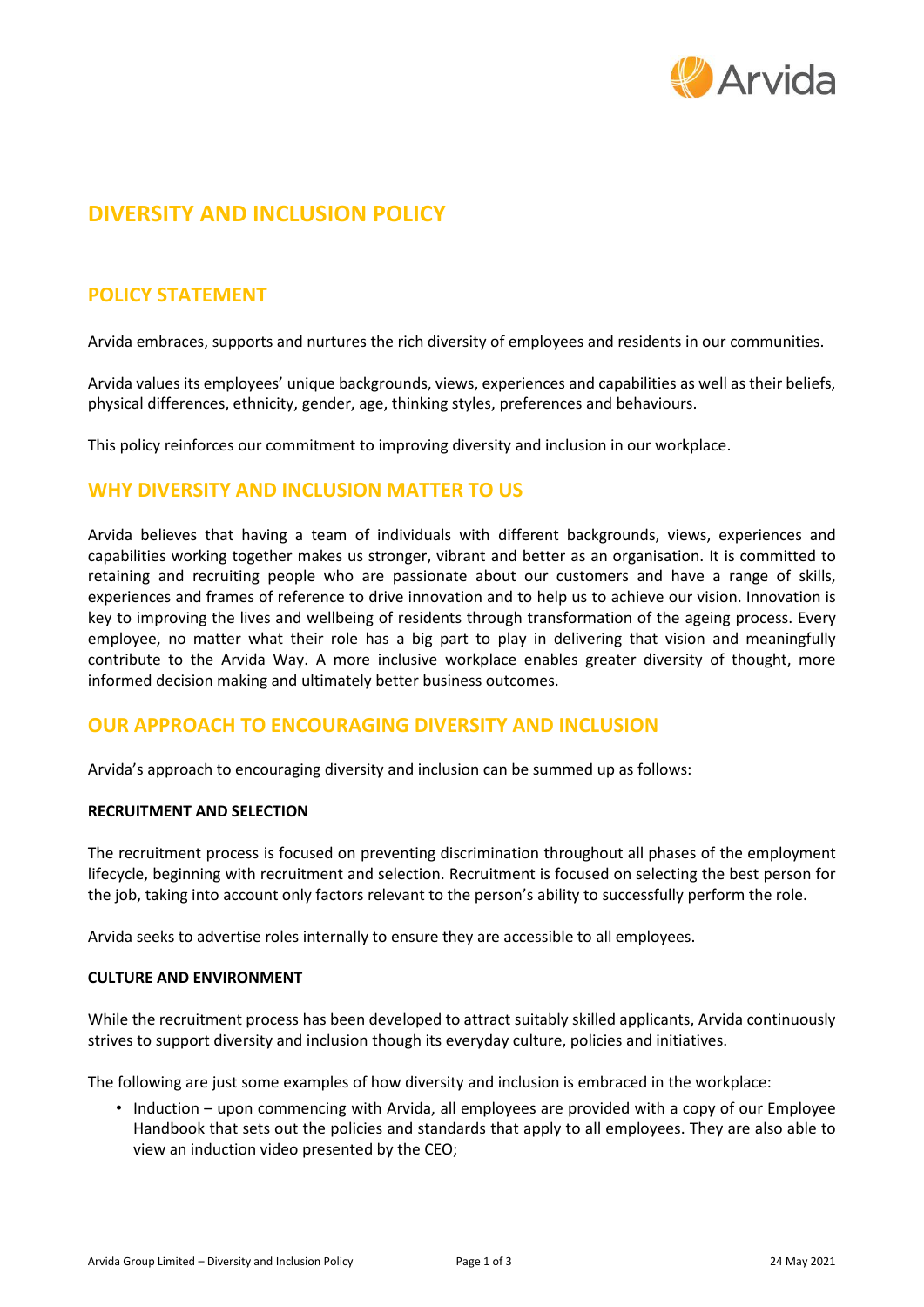# DIVERSITY AND INCLUSION POLICY

## POLICY STATEMENT

Arvida embraces, supports and nurtures the rich diversity of employees and residents in our communities.

Arvida values its employees' unique backgrounds, views, experiences and capabilities as well as their beliefs, physical differences, ethnicity, gender, age, thinking styles, preferences and behaviours.

This policy reinforces our commitment to improving diversity and inclusion in our workplace.

## WHY DIVERSITY AND INCLUSION MATTER TO US

Arvida believes that having a team of individuals with different backgrounds, views, experiences and capabilities working together makes us stronger, vibrant and better as an organisation. It is committed to retaining and recruiting people who are passionate about our customers and have a range of skills, experiences and frames of reference to drive innovation and to help us to achieve our vision. Innovation is key to improving the lives and wellbeing of residents through transformation of the ageing process. Every employee, no matter what their role has a big part to play in delivering that vision and meaningfully contribute to the Arvida Way. A more inclusive workplace enables greater diversity of thought, more informed decision making and ultimately better business outcomes.

## OUR APPROACH TO ENCOURAGING DIVERSITY AND INCLUSION

Arvida's approach to encouraging diversity and inclusion can be summed up as follows:

### RECRUITMENT AND SELECTION

The recruitment process is focused on preventing discrimination throughout all phases of the employment lifecycle, beginning with recruitment and selection. Recruitment is focused on selecting the best person for the job, taking into account only factors relevant to the person's ability to successfully perform the role.

Arvida seeks to advertise roles internally to ensure they are accessible to all employees.

### CULTURE AND ENVIRONMENT

While the recruitment process has been developed to attract suitably skilled applicants, Arvida continuously strives to support diversity and inclusion though its everyday culture, policies and initiatives.

The following are just some examples of how diversity and inclusion is embraced in the workplace:

- Induction – upon commencing with Arvida, all employees are provided with a copy of our Employee Handbook that sets out the policies and standards that apply to all employees. They are also able to view an induction video presented by the CEO;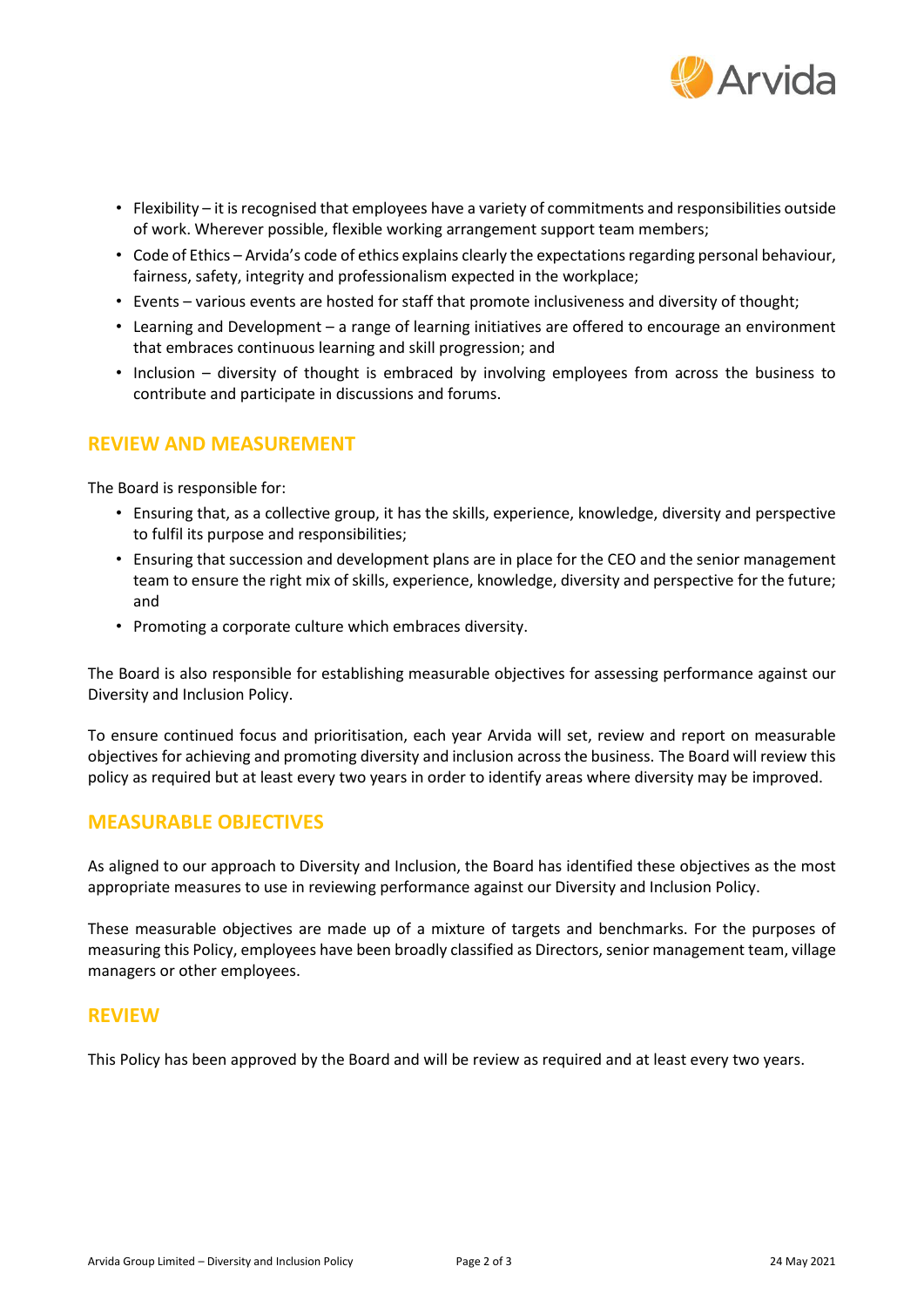- Flexibility – it is recognised that employees have a variety of commitments and responsibilities outside of work. Wherever possible, flexible working arrangement support team members;
- Code of Ethics – Arvida's code of ethics explains clearly the expectations regarding personal behaviour, fairness, safety, integrity and professionalism expected in the workplace;
- Events – various events are hosted for staff that promote inclusiveness and diversity of thought;
- Learning and Development – a range of learning initiatives are offered to encourage an environment that embraces continuous learning and skill progression; and
- Inclusion – diversity of thought is embraced by involving employees from across the business to contribute and participate in discussions and forums.

## REVIEW AND MEASUREMENT

The Board is responsible for:

- Ensuring that, as a collective group, it has the skills, experience, knowledge, diversity and perspective to fulfil its purpose and responsibilities;
- Ensuring that succession and development plans are in place for the CEO and the senior management team to ensure the right mix of skills, experience, knowledge, diversity and perspective for the future; and
- Promoting a corporate culture which embraces diversity.

The Board is also responsible for establishing measurable objectives for assessing performance against our Diversity and Inclusion Policy.

To ensure continued focus and prioritisation, each year Arvida will set, review and report on measurable objectives for achieving and promoting diversity and inclusion across the business. The Board will review this policy as required but at least every two years in order to identify areas where diversity may be improved.

## MEASURABLE OBJECTIVES

As aligned to our approach to Diversity and Inclusion, the Board has identified these objectives as the most appropriate measures to use in reviewing performance against our Diversity and Inclusion Policy.

These measurable objectives are made up of a mixture of targets and benchmarks. For the purposes of measuring this Policy, employees have been broadly classified as Directors, senior management team, village managers or other employees.

## REVIEW

This Policy has been approved by the Board and will be review as required and at least every two years.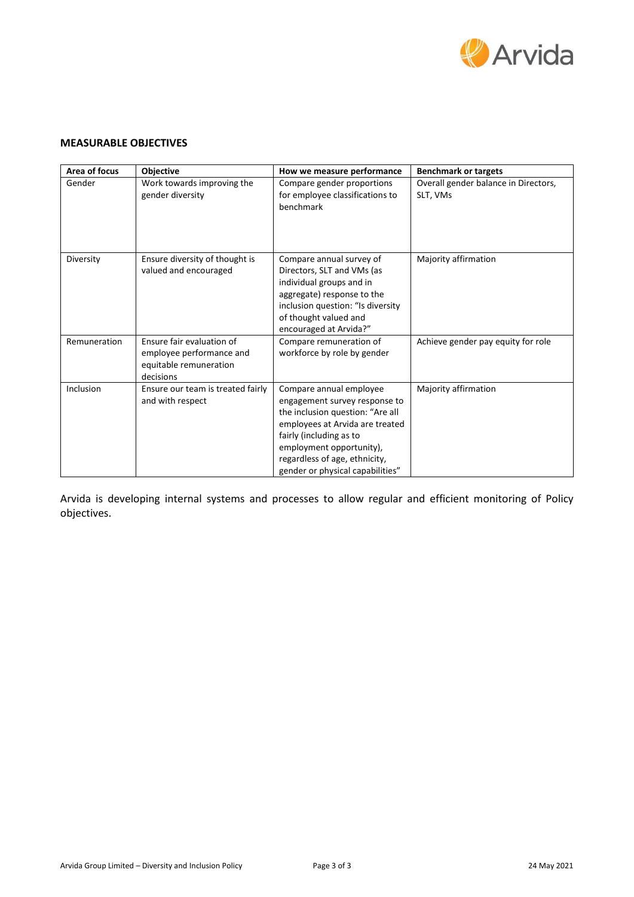**MEASURABLE OBJECTIVES**

| Area of focus | Objective | How we measure performance | Benchmark or targets |
|---|---|---|---|
| Gender | Work towards improving the gender diversity | Compare gender proportions for employee classifications to benchmark | Overall gender balance in Directors, SLT, VMs |
| Diversity | Ensure diversity of thought is valued and encouraged | Compare annual survey of Directors, SLT and VMs (as individual groups and in aggregate) response to the inclusion question: "Is diversity of thought valued and encouraged at Arvida?" | Majority affirmation |
| Remuneration | Ensure fair evaluation of employee performance and equitable remuneration decisions | Compare remuneration of workforce by role by gender | Achieve gender pay equity for role |
| Inclusion | Ensure our team is treated fairly and with respect | Compare annual employee engagement survey response to the inclusion question: "Are all employees at Arvida are treated fairly (including as to employment opportunity), regardless of age, ethnicity, gender or physical capabilities" | Majority affirmation |

Arvida is developing internal systems and processes to allow regular and efficient monitoring of Policy objectives.